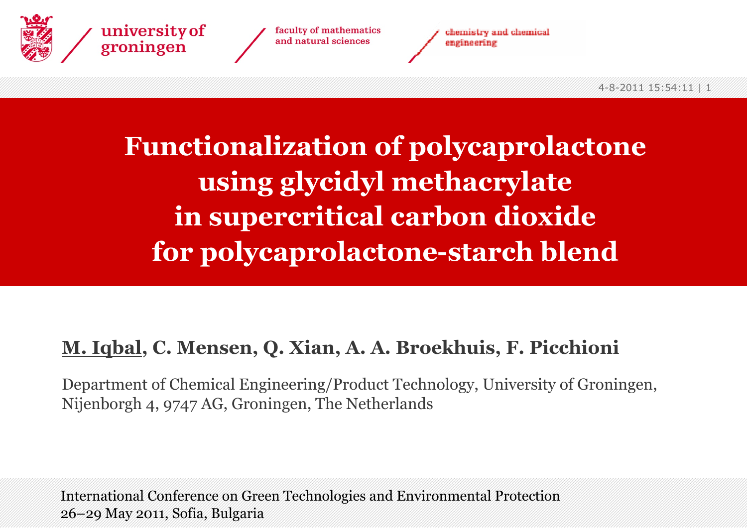# Functionalization of polycaprolactone using glycidyl methacrylate in supercritical carbon dioxide for polycaprolactone-starch blend

**M. Iqbal, C. Mensen, Q. Xian, A. A. Broekhuis, F. Picchioni**

Department of Chemical Engineering/Product Technology, University of Groningen, Nijenborgh 4, 9747 AG, Groningen, The Netherlands

International Conference on Green Technologies and Environmental Protection
26–29 May 2011, Sofia, Bulgaria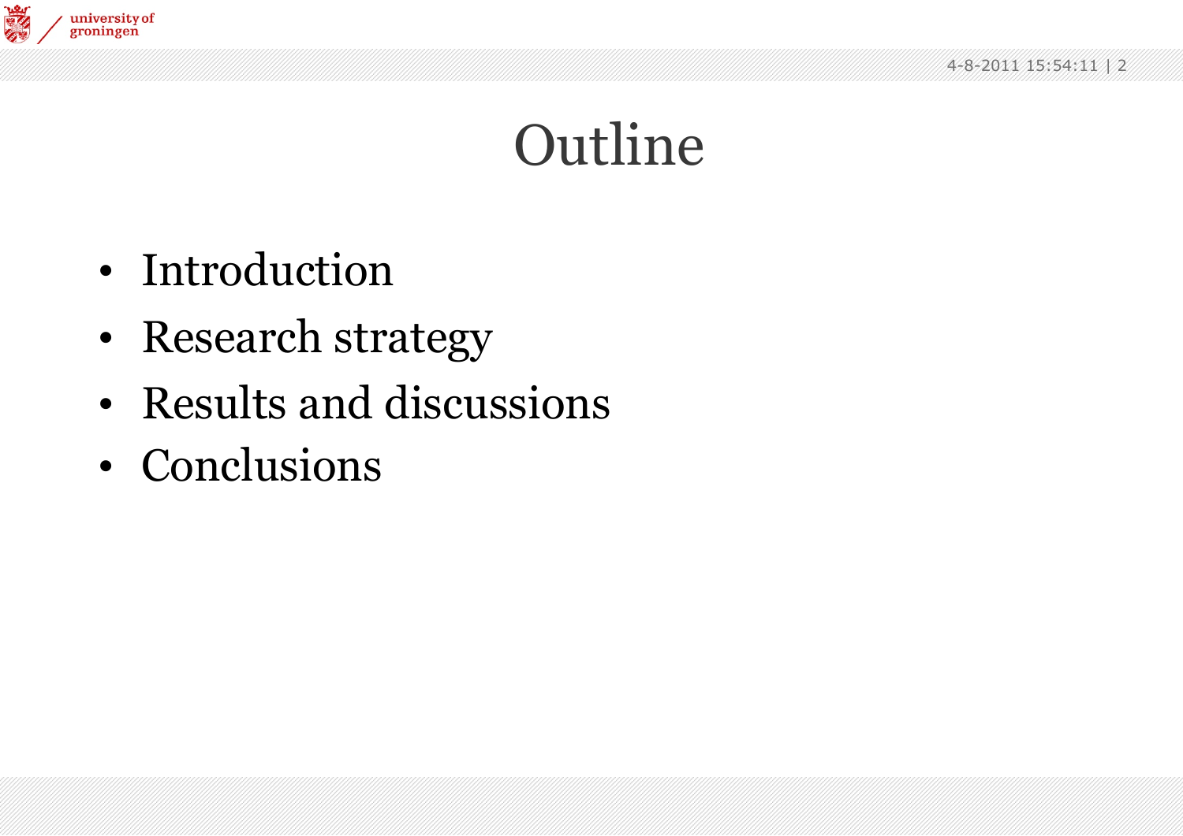# Outline

- Introduction
- Research strategy
- Results and discussions
- Conclusions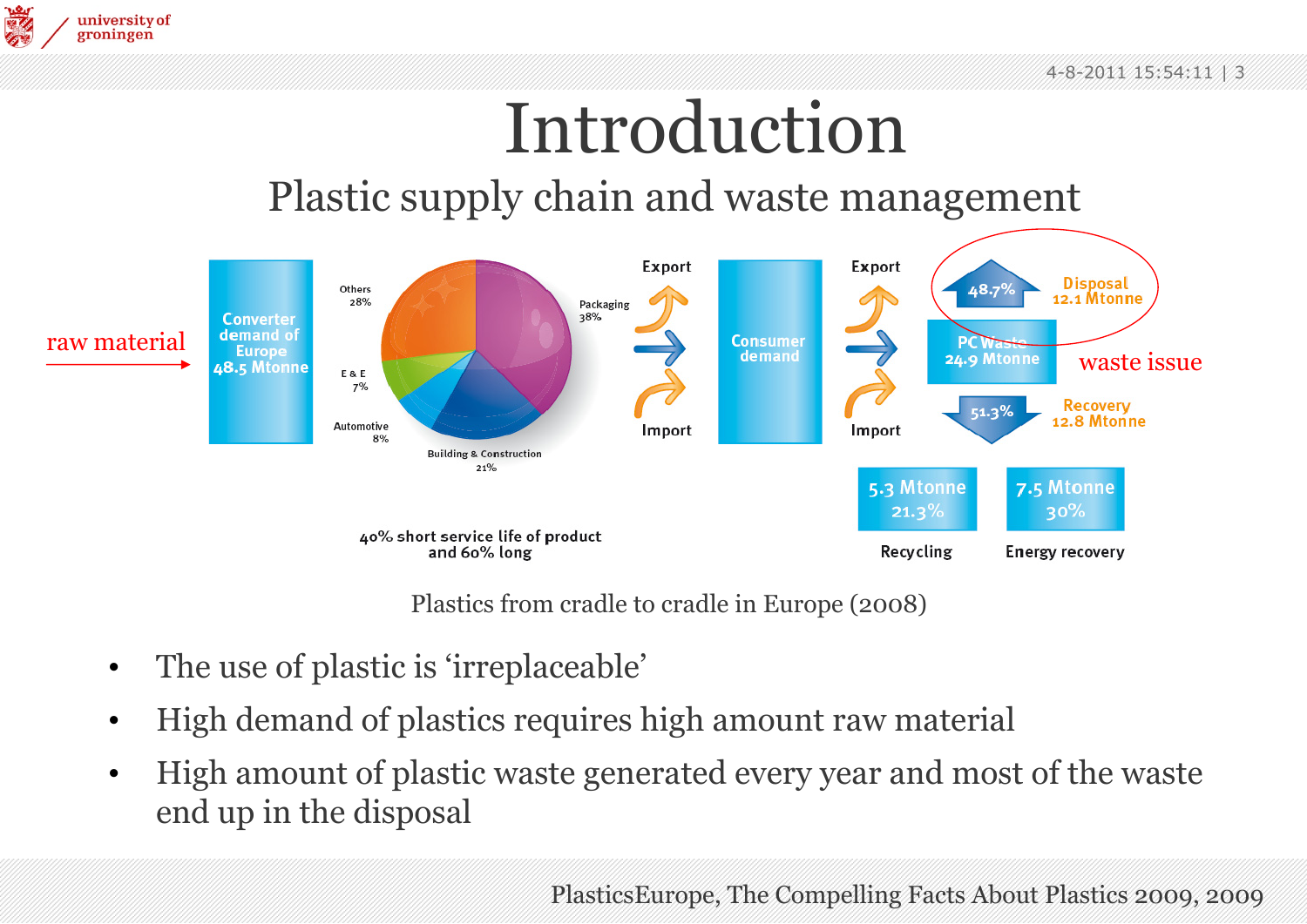# Introduction

## Plastic supply chain and waste management

raw material → Converter demand of Europe 48.5 Mtonne

Others 28%, Packaging 38%, E & E 7%, Automotive 8%, Building & Construction 21%

40% short service life of product and 60% long

Export / Import → Consumer demand → Export / Import

PC Waste 24.9 Mtonne

48.7% Disposal 12.1 Mtonne — waste issue

51.3% Recovery 12.8 Mtonne

5.3 Mtonne 21.3% Recycling

7.5 Mtonne 30% Energy recovery

Plastics from cradle to cradle in Europe (2008)

- The use of plastic is 'irreplaceable'
- High demand of plastics requires high amount raw material
- High amount of plastic waste generated every year and most of the waste end up in the disposal

PlasticsEurope, The Compelling Facts About Plastics 2009, 2009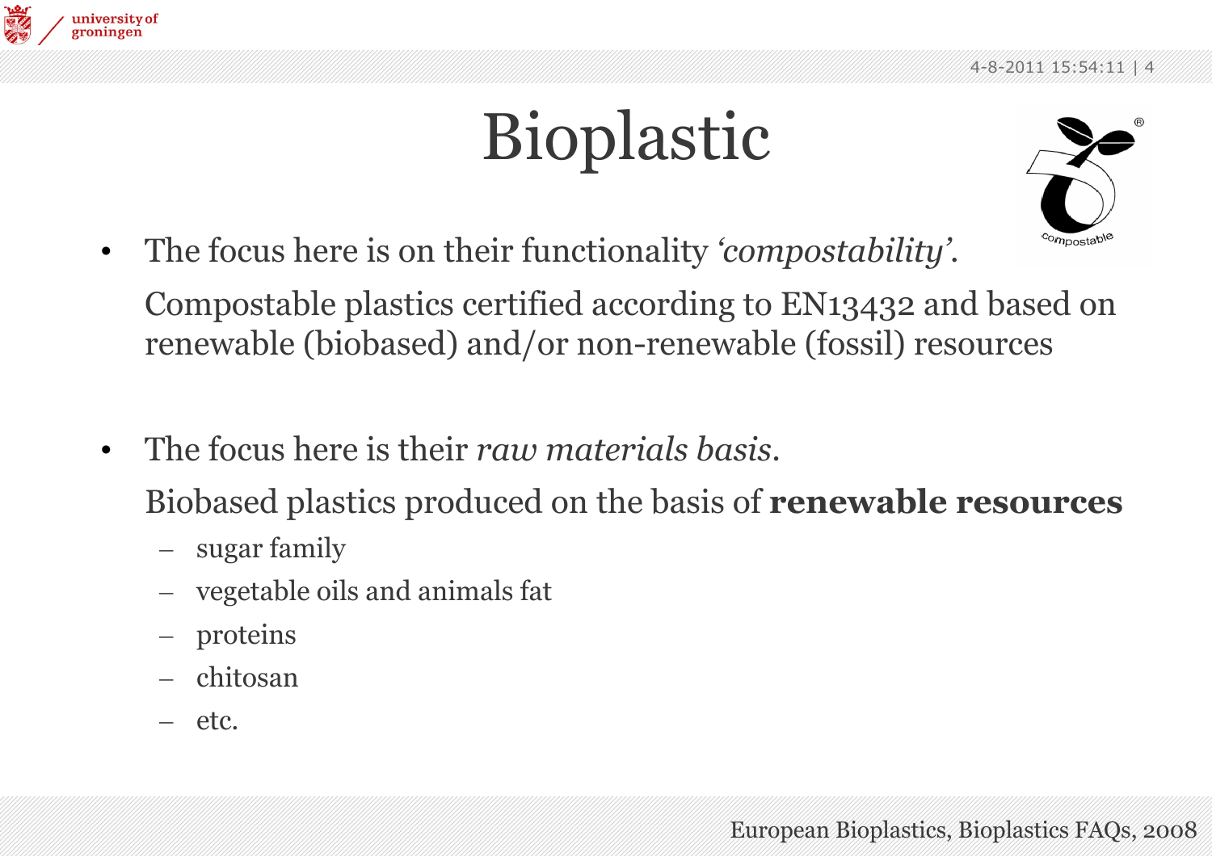# Bioplastic

- The focus here is on their functionality *'compostability'*.

  Compostable plastics certified according to EN13432 and based on renewable (biobased) and/or non-renewable (fossil) resources

- The focus here is their *raw materials basis*.

  Biobased plastics produced on the basis of **renewable resources**

  - sugar family
  - vegetable oils and animals fat
  - proteins
  - chitosan
  - etc.

European Bioplastics, Bioplastics FAQs, 2008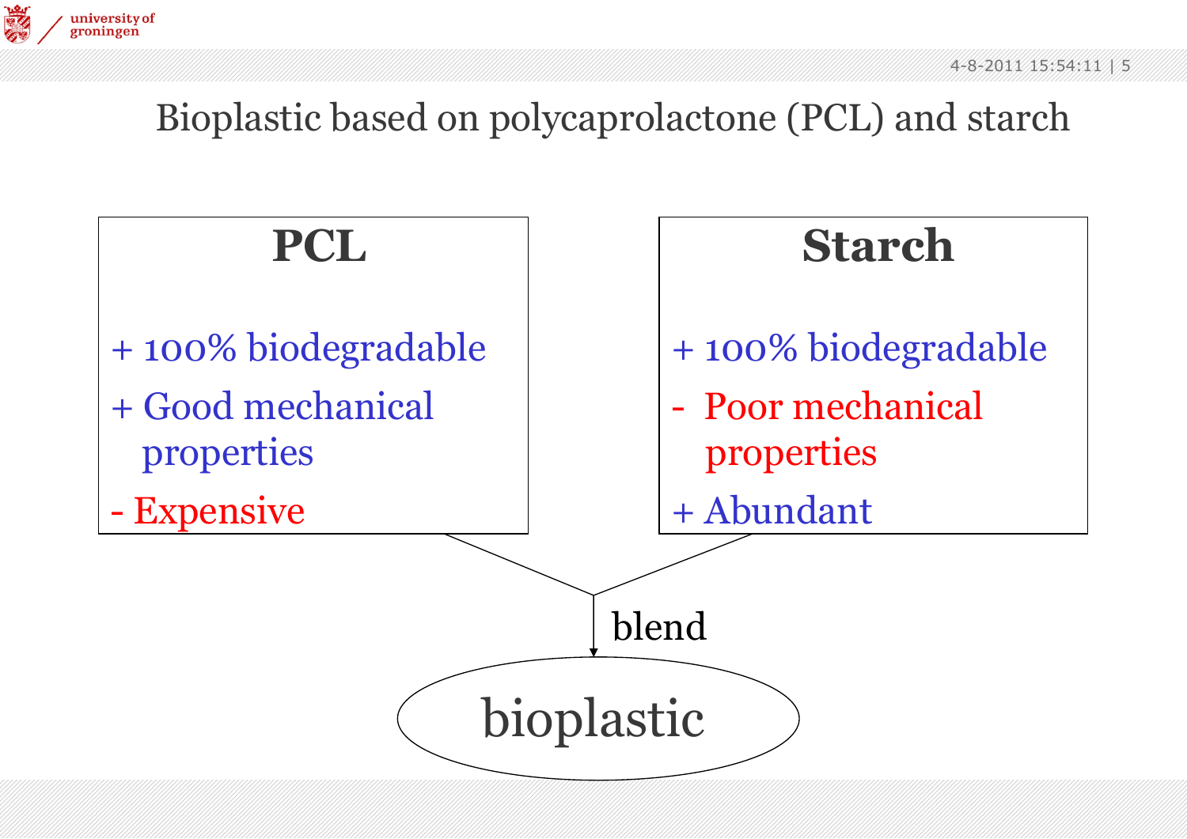# Bioplastic based on polycaprolactone (PCL) and starch

## PCL

+ 100% biodegradable
+ Good mechanical properties
- Expensive

## Starch

+ 100% biodegradable
- Poor mechanical properties
+ Abundant

blend

bioplastic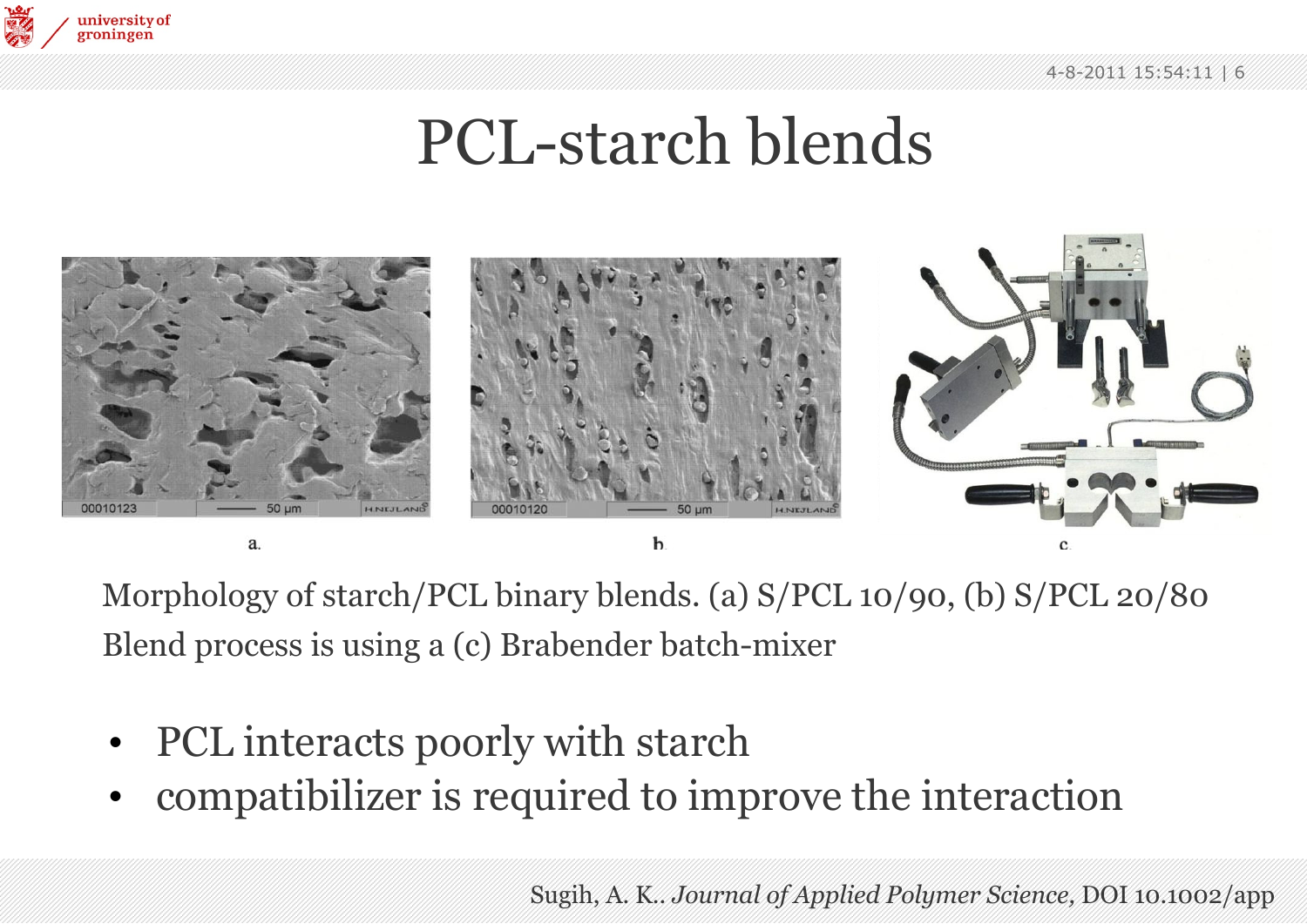# PCL-starch blends

a. b. c.

Morphology of starch/PCL binary blends. (a) S/PCL 10/90, (b) S/PCL 20/80
Blend process is using a (c) Brabender batch-mixer

- PCL interacts poorly with starch
- compatibilizer is required to improve the interaction

Sugih, A. K.. *Journal of Applied Polymer Science*, DOI 10.1002/app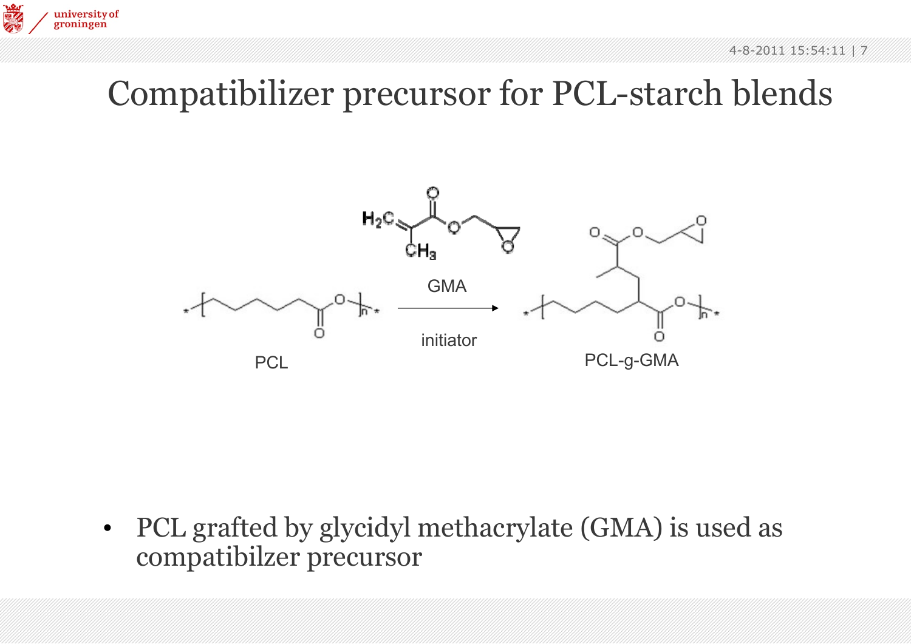# Compatibilizer precursor for PCL-starch blends

GMA

initiator

PCL

PCL-g-GMA

- PCL grafted by glycidyl methacrylate (GMA) is used as compatibilzer precursor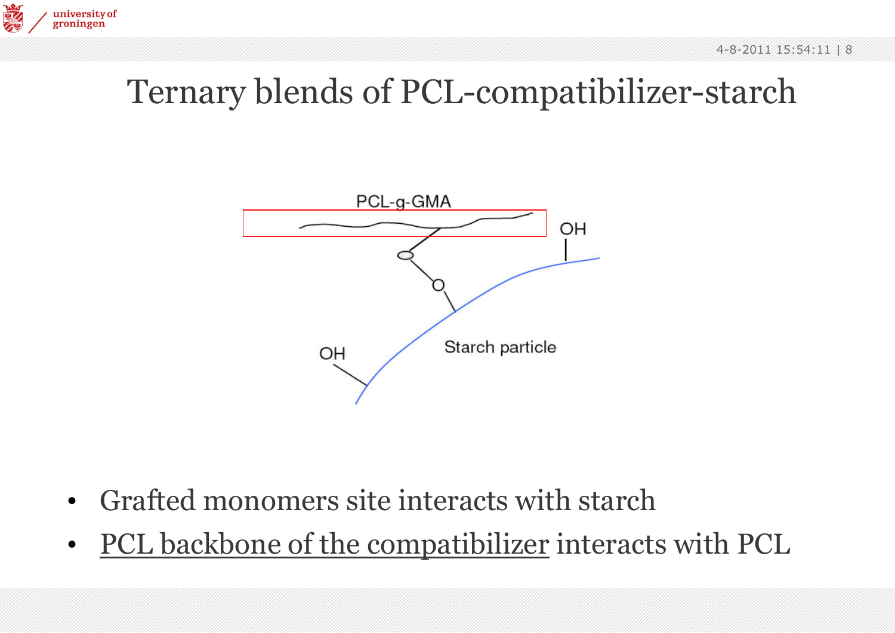# Ternary blends of PCL-compatibilizer-starch

PCL-g-GMA

OH

Starch particle

OH

- Grafted monomers site interacts with starch
- PCL backbone of the compatibilizer interacts with PCL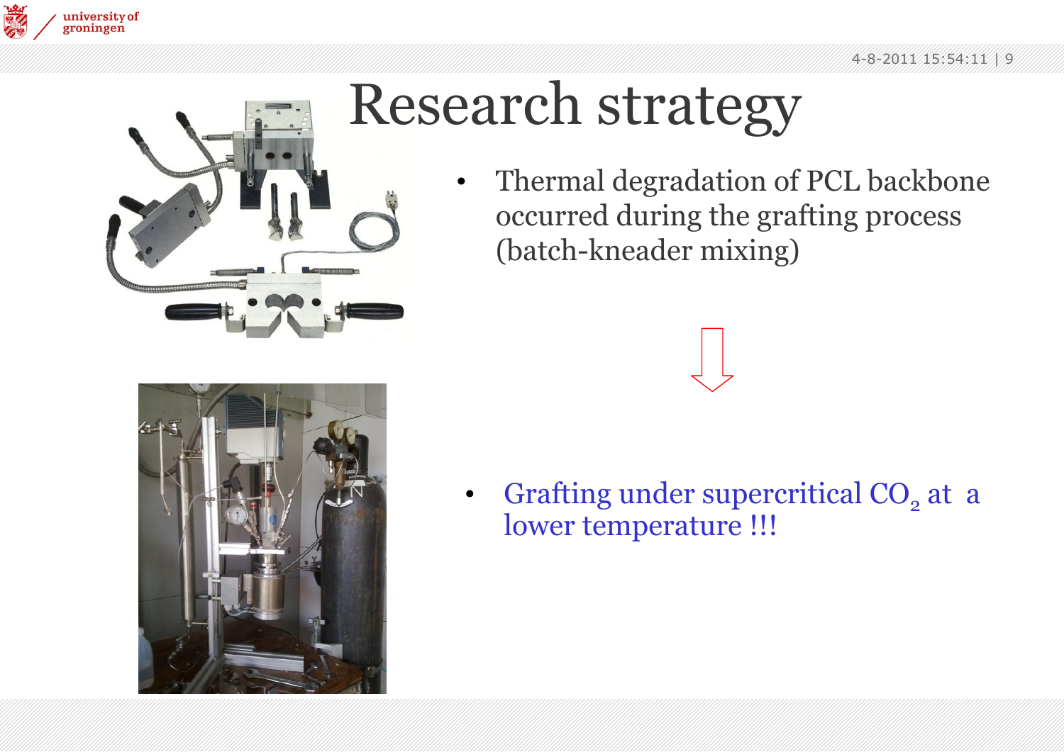# Research strategy

- Thermal degradation of PCL backbone occurred during the grafting process (batch-kneader mixing)

- Grafting under supercritical $CO_2$ at a lower temperature !!!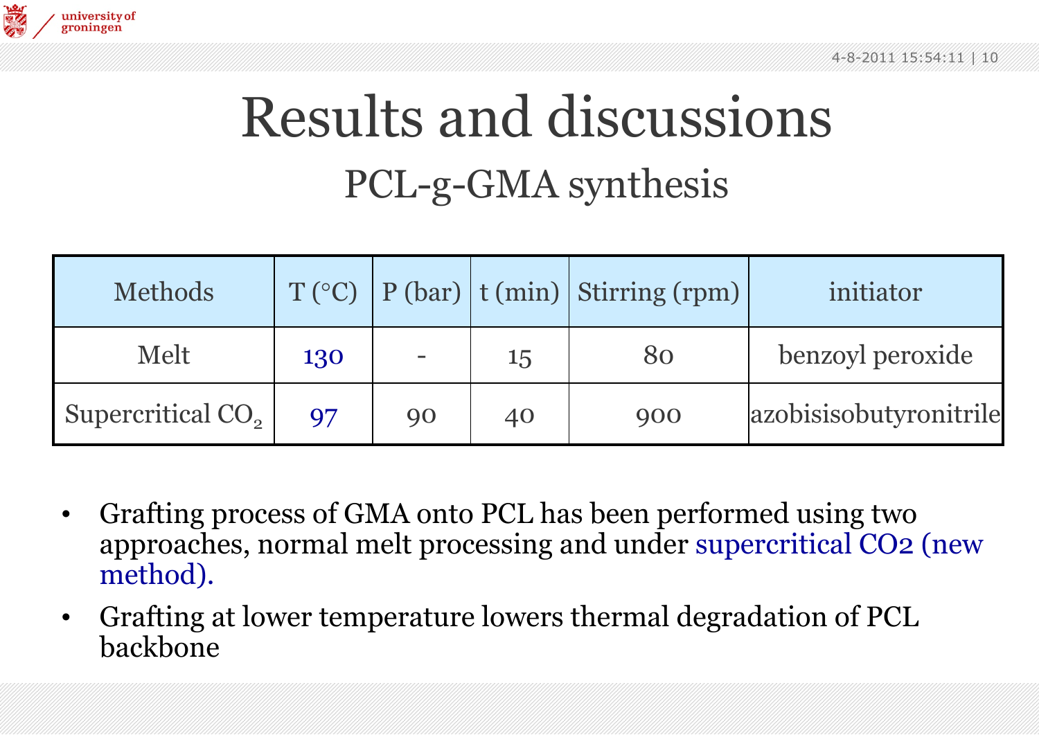# Results and discussions

## PCL-g-GMA synthesis

| Methods | T (°C) | P (bar) | t (min) | Stirring (rpm) | initiator |
|---|---|---|---|---|---|
| Melt | 130 | - | 15 | 80 | benzoyl peroxide |
| Supercritical $CO_2$ | 97 | 90 | 40 | 900 | azobisisobutyronitrile |

- Grafting process of GMA onto PCL has been performed using two approaches, normal melt processing and under supercritical CO2 (new method).
- Grafting at lower temperature lowers thermal degradation of PCL backbone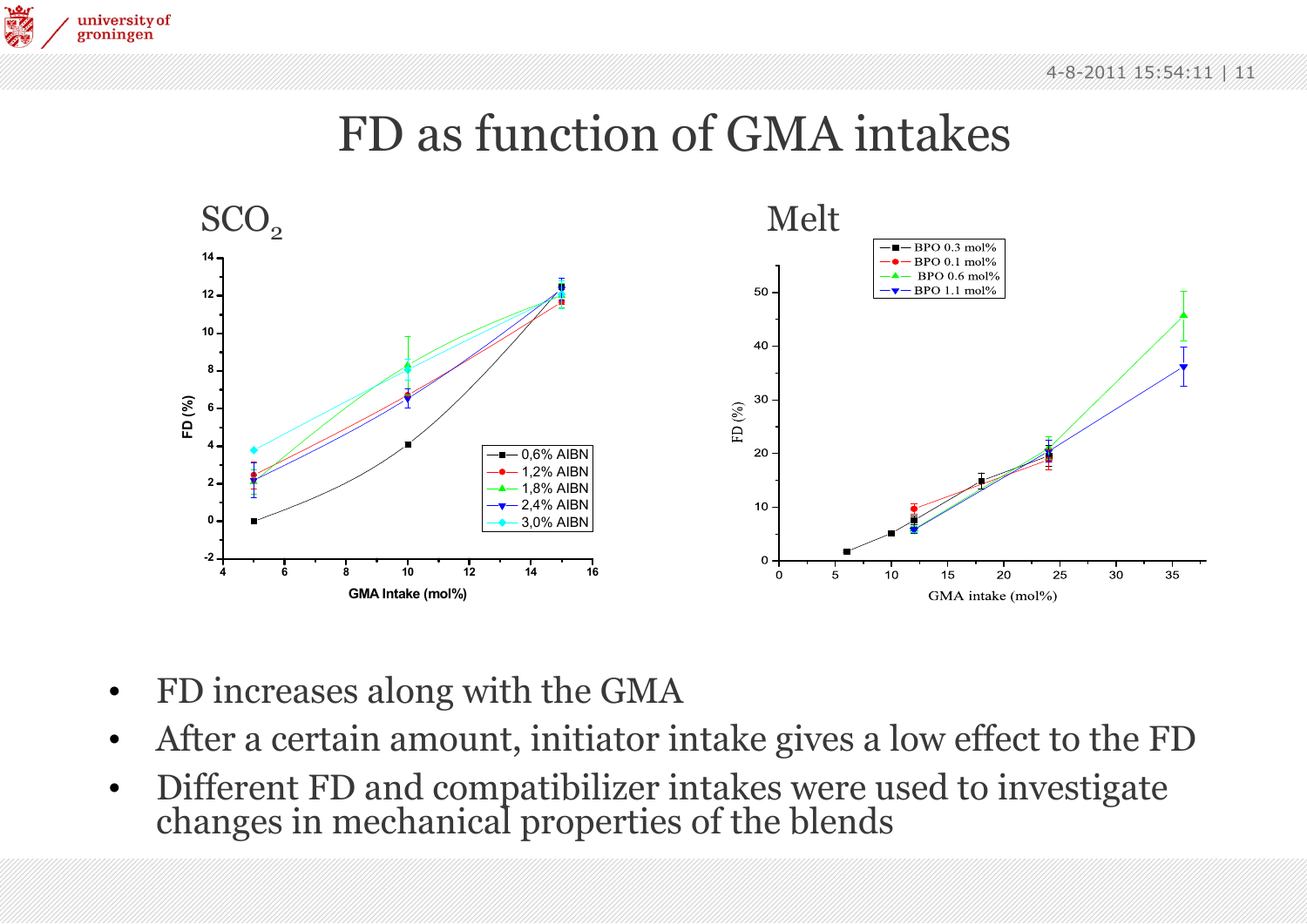# FD as function of GMA intakes

$SCO_2$

Melt

- FD increases along with the GMA
- After a certain amount, initiator intake gives a low effect to the FD
- Different FD and compatibilizer intakes were used to investigate changes in mechanical properties of the blends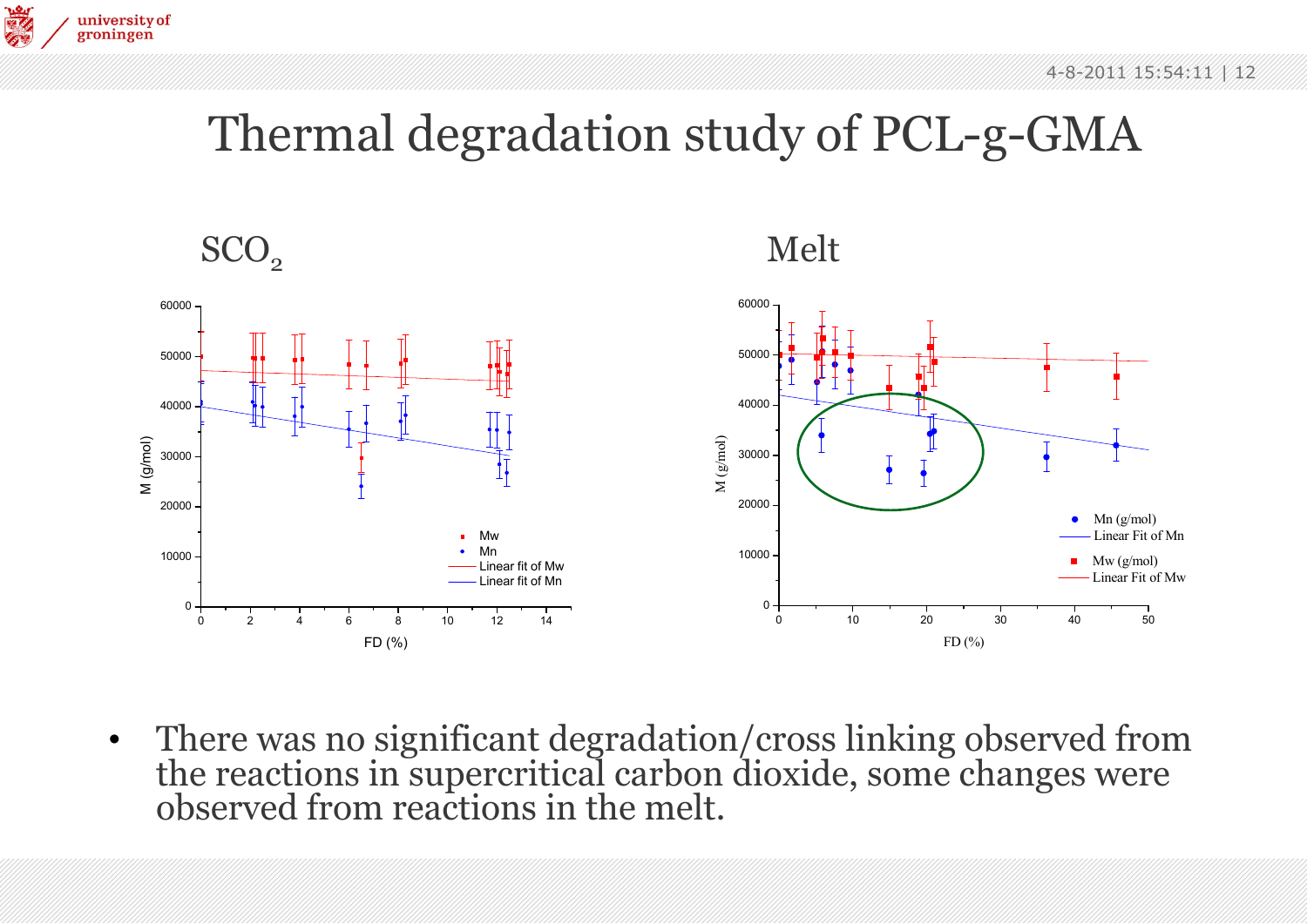# Thermal degradation study of PCL-g-GMA

$SCO_2$

Melt

- There was no significant degradation/cross linking observed from the reactions in supercritical carbon dioxide, some changes were observed from reactions in the melt.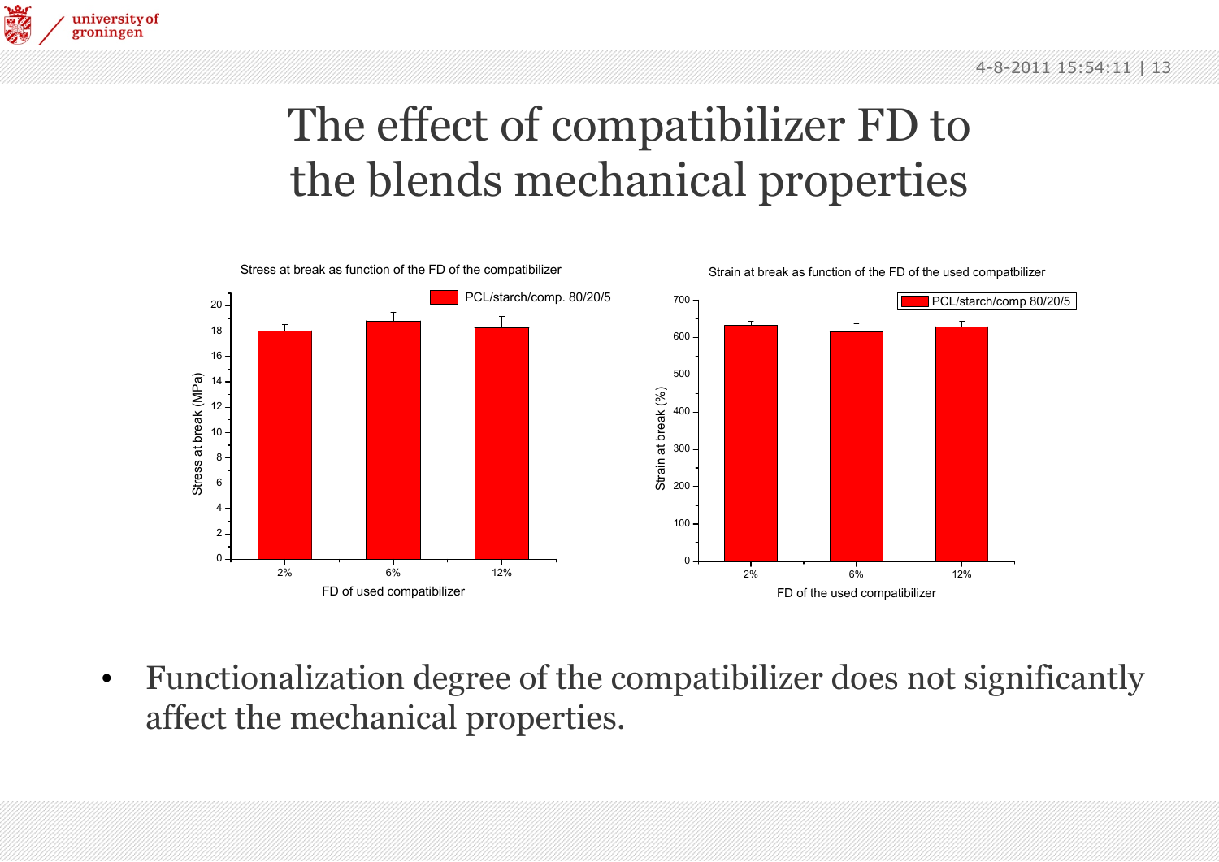# The effect of compatibilizer FD to the blends mechanical properties

Stress at break as function of the FD of the compatibilizer

Strain at break as function of the FD of the used compatbilizer

- Functionalization degree of the compatibilizer does not significantly affect the mechanical properties.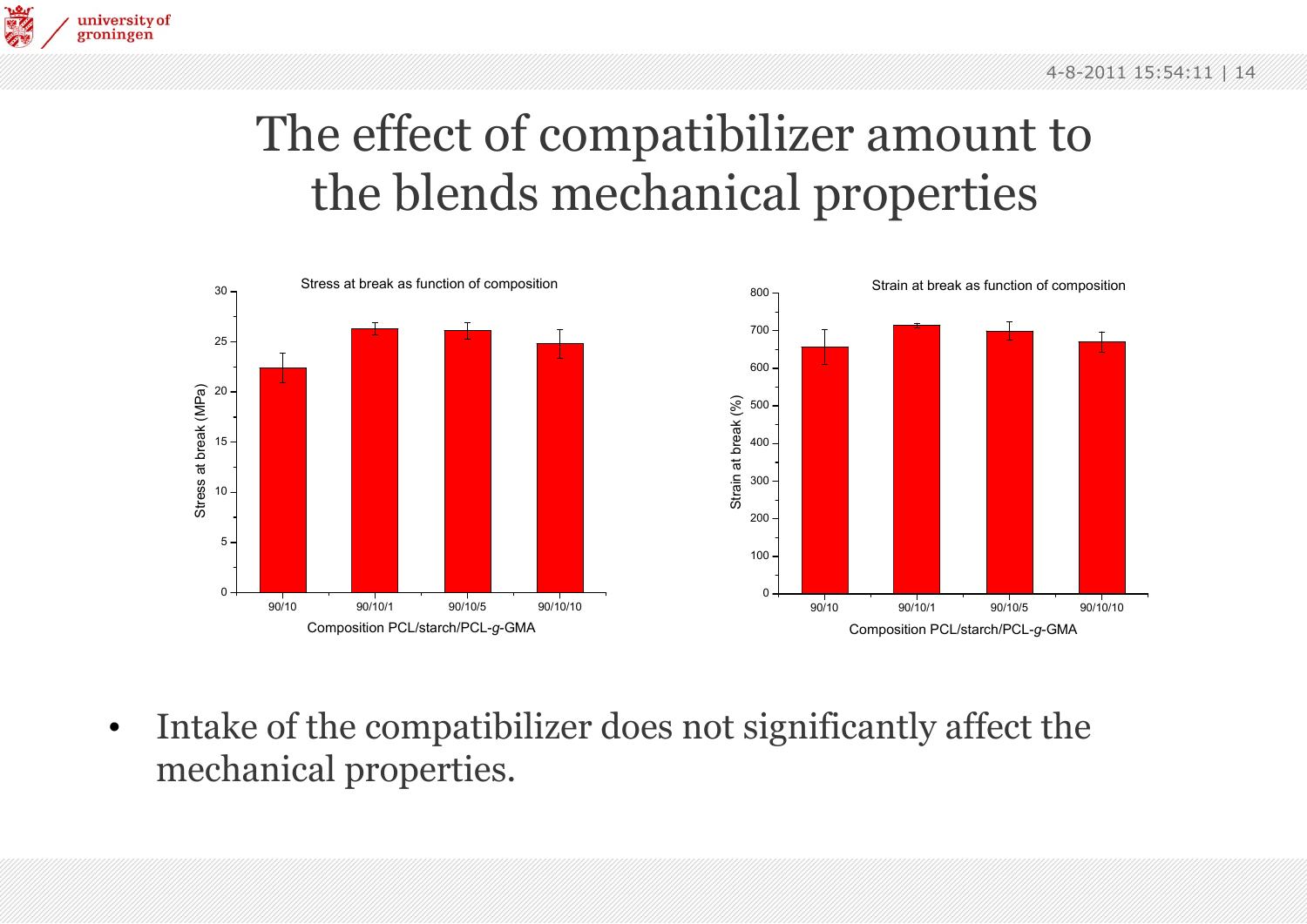# The effect of compatibilizer amount to the blends mechanical properties

Stress at break as function of composition

Strain at break as function of composition

- Intake of the compatibilizer does not significantly affect the mechanical properties.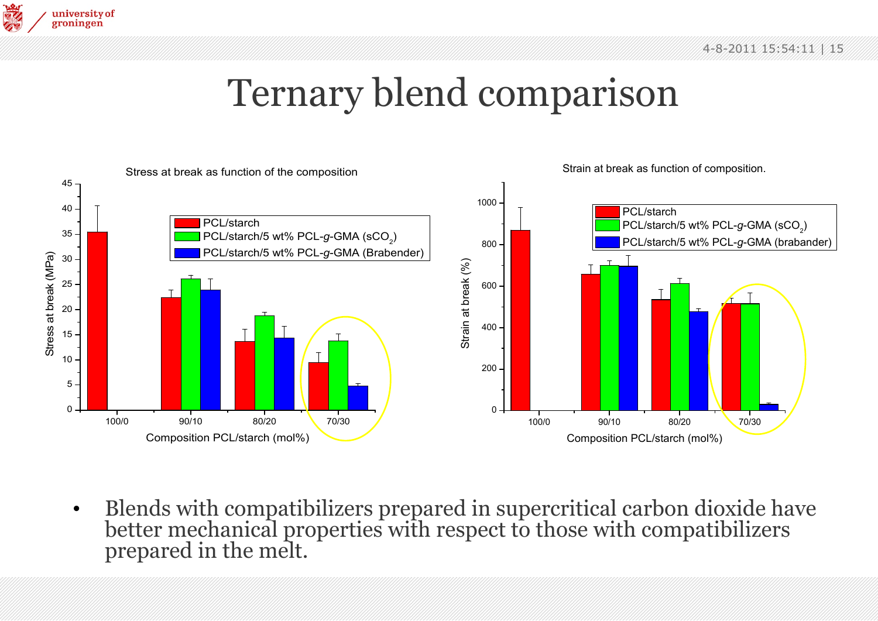# Ternary blend comparison

Stress at break as function of the composition

Strain at break as function of composition.

- Blends with compatibilizers prepared in supercritical carbon dioxide have better mechanical properties with respect to those with compatibilizers prepared in the melt.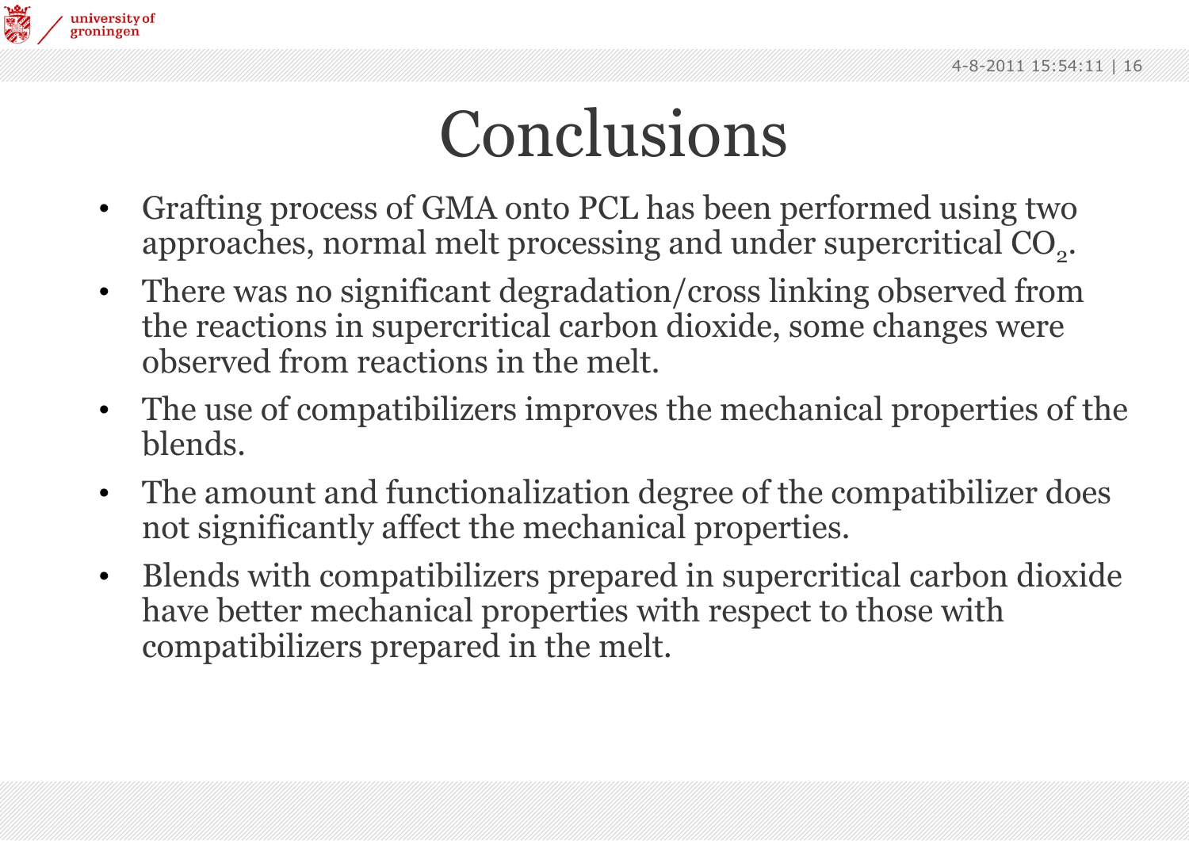# Conclusions

- Grafting process of GMA onto PCL has been performed using two approaches, normal melt processing and under supercritical $CO_2$.
- There was no significant degradation/cross linking observed from the reactions in supercritical carbon dioxide, some changes were observed from reactions in the melt.
- The use of compatibilizers improves the mechanical properties of the blends.
- The amount and functionalization degree of the compatibilizer does not significantly affect the mechanical properties.
- Blends with compatibilizers prepared in supercritical carbon dioxide have better mechanical properties with respect to those with compatibilizers prepared in the melt.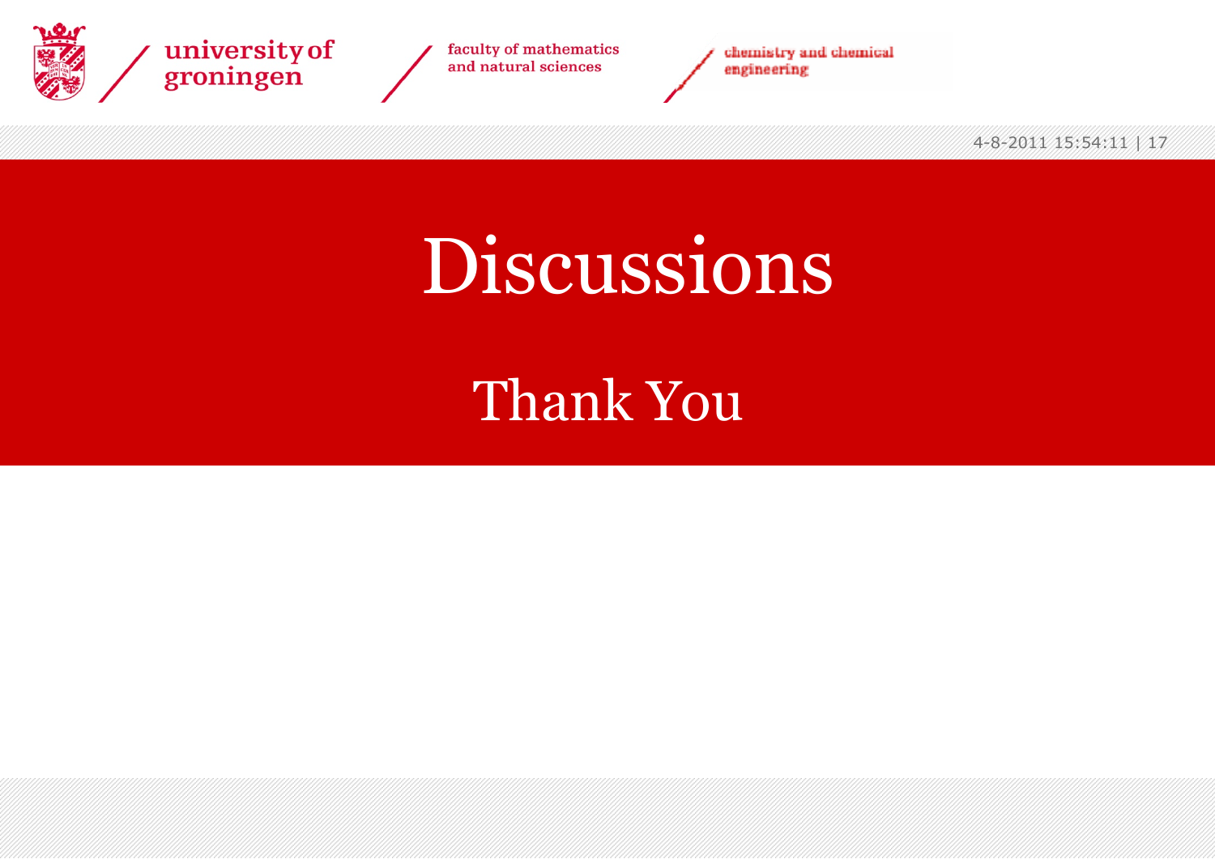# Discussions

Thank You